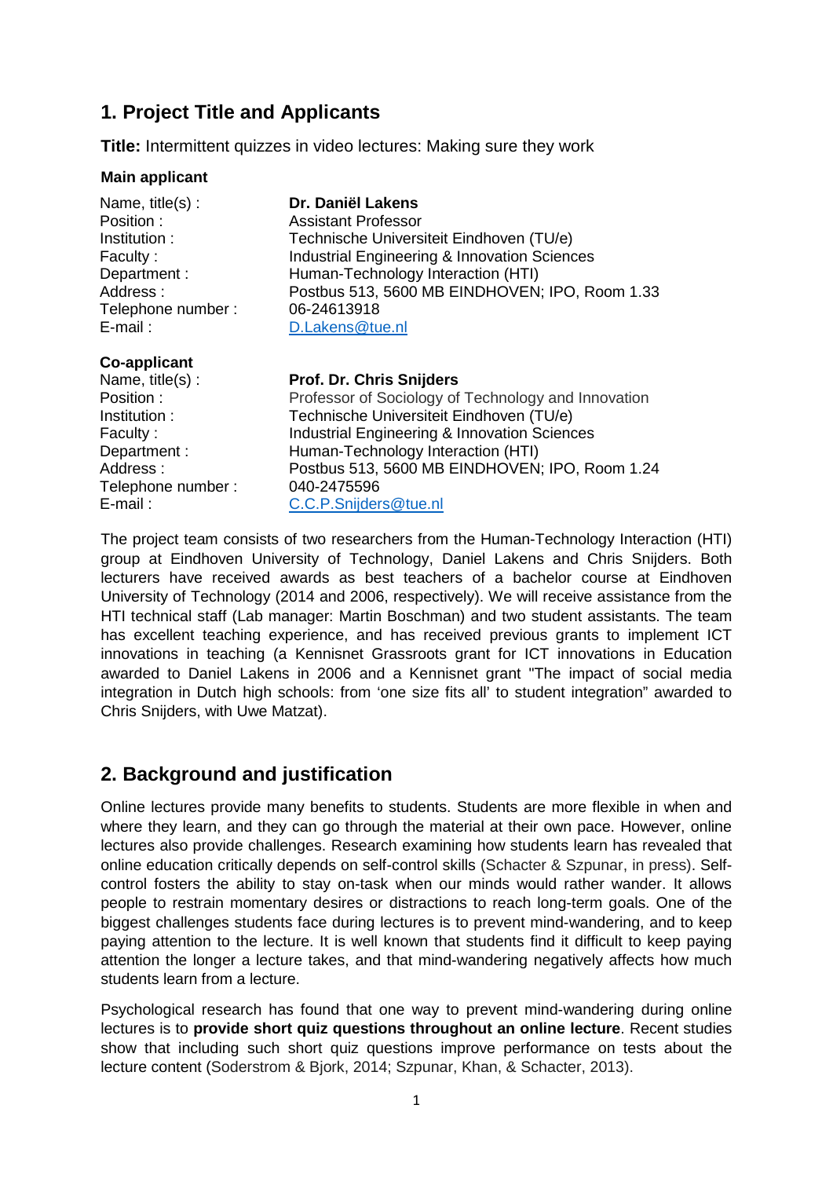## 1. Project Title and Applicants

**Title:** Intermittent quizzes in video lectures: Making sure they work

**Main applicant**

| | |
|---|---|
| Name, title(s) : | **Dr. Daniël Lakens** |
| Position : | Assistant Professor |
| Institution : | Technische Universiteit Eindhoven (TU/e) |
| Faculty : | Industrial Engineering & Innovation Sciences |
| Department : | Human-Technology Interaction (HTI) |
| Address : | Postbus 513, 5600 MB EINDHOVEN; IPO, Room 1.33 |
| Telephone number : | 06-24613918 |
| E-mail : | D.Lakens@tue.nl |

**Co-applicant**

| | |
|---|---|
| Name, title(s) : | **Prof. Dr. Chris Snijders** |
| Position : | Professor of Sociology of Technology and Innovation |
| Institution : | Technische Universiteit Eindhoven (TU/e) |
| Faculty : | Industrial Engineering & Innovation Sciences |
| Department : | Human-Technology Interaction (HTI) |
| Address : | Postbus 513, 5600 MB EINDHOVEN; IPO, Room 1.24 |
| Telephone number : | 040-2475596 |
| E-mail : | C.C.P.Snijders@tue.nl |

The project team consists of two researchers from the Human-Technology Interaction (HTI) group at Eindhoven University of Technology, Daniel Lakens and Chris Snijders. Both lecturers have received awards as best teachers of a bachelor course at Eindhoven University of Technology (2014 and 2006, respectively). We will receive assistance from the HTI technical staff (Lab manager: Martin Boschman) and two student assistants. The team has excellent teaching experience, and has received previous grants to implement ICT innovations in teaching (a Kennisnet Grassroots grant for ICT innovations in Education awarded to Daniel Lakens in 2006 and a Kennisnet grant "The impact of social media integration in Dutch high schools: from 'one size fits all' to student integration" awarded to Chris Snijders, with Uwe Matzat).

## 2. Background and justification

Online lectures provide many benefits to students. Students are more flexible in when and where they learn, and they can go through the material at their own pace. However, online lectures also provide challenges. Research examining how students learn has revealed that online education critically depends on self-control skills (Schacter & Szpunar, in press). Self-control fosters the ability to stay on-task when our minds would rather wander. It allows people to restrain momentary desires or distractions to reach long-term goals. One of the biggest challenges students face during lectures is to prevent mind-wandering, and to keep paying attention to the lecture. It is well known that students find it difficult to keep paying attention the longer a lecture takes, and that mind-wandering negatively affects how much students learn from a lecture.

Psychological research has found that one way to prevent mind-wandering during online lectures is to **provide short quiz questions throughout an online lecture**. Recent studies show that including such short quiz questions improve performance on tests about the lecture content (Soderstrom & Bjork, 2014; Szpunar, Khan, & Schacter, 2013).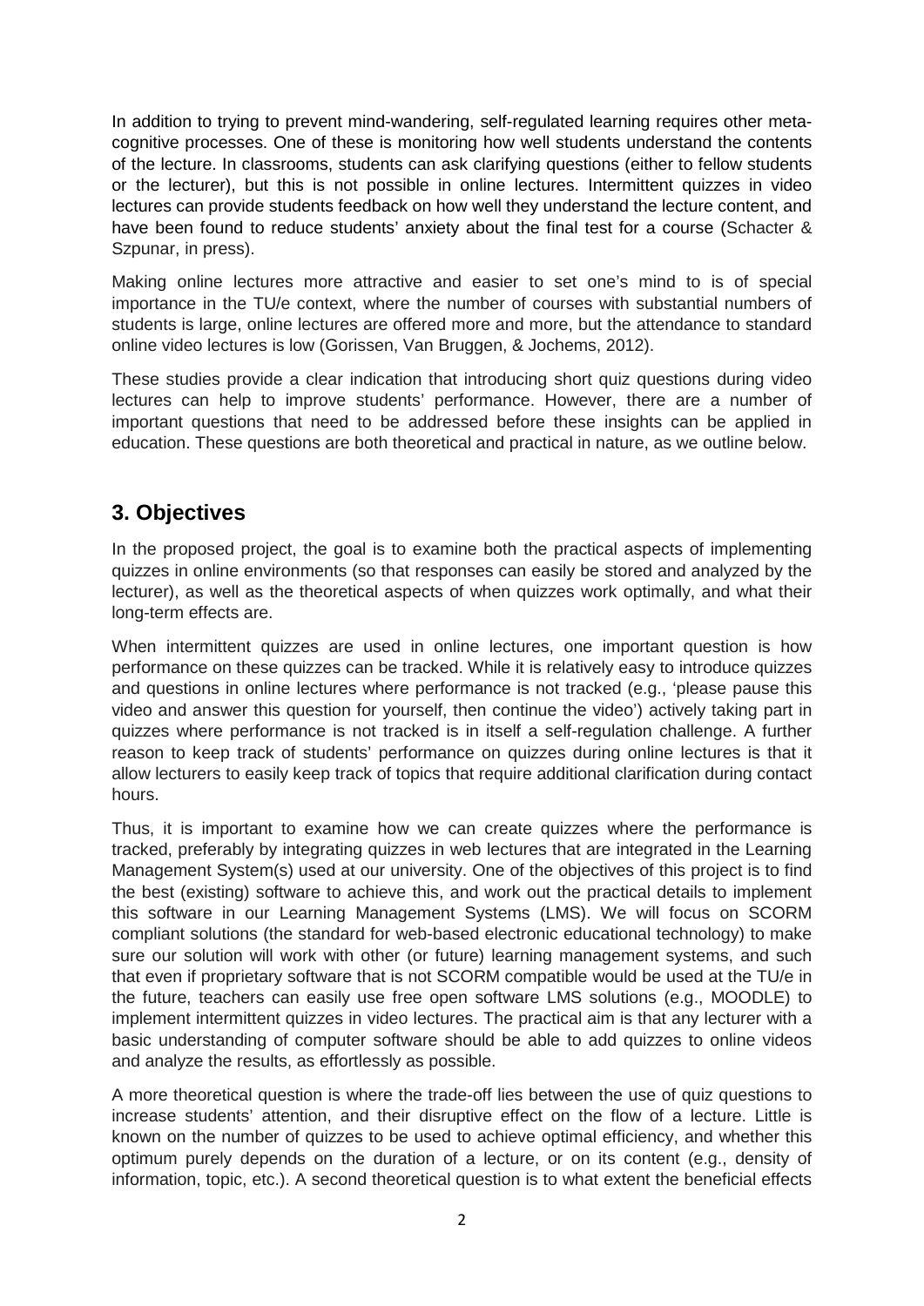In addition to trying to prevent mind-wandering, self-regulated learning requires other meta-cognitive processes. One of these is monitoring how well students understand the contents of the lecture. In classrooms, students can ask clarifying questions (either to fellow students or the lecturer), but this is not possible in online lectures. Intermittent quizzes in video lectures can provide students feedback on how well they understand the lecture content, and have been found to reduce students' anxiety about the final test for a course (Schacter & Szpunar, in press).

Making online lectures more attractive and easier to set one's mind to is of special importance in the TU/e context, where the number of courses with substantial numbers of students is large, online lectures are offered more and more, but the attendance to standard online video lectures is low (Gorissen, Van Bruggen, & Jochems, 2012).

These studies provide a clear indication that introducing short quiz questions during video lectures can help to improve students' performance. However, there are a number of important questions that need to be addressed before these insights can be applied in education. These questions are both theoretical and practical in nature, as we outline below.

## 3. Objectives

In the proposed project, the goal is to examine both the practical aspects of implementing quizzes in online environments (so that responses can easily be stored and analyzed by the lecturer), as well as the theoretical aspects of when quizzes work optimally, and what their long-term effects are.

When intermittent quizzes are used in online lectures, one important question is how performance on these quizzes can be tracked. While it is relatively easy to introduce quizzes and questions in online lectures where performance is not tracked (e.g., 'please pause this video and answer this question for yourself, then continue the video') actively taking part in quizzes where performance is not tracked is in itself a self-regulation challenge. A further reason to keep track of students' performance on quizzes during online lectures is that it allow lecturers to easily keep track of topics that require additional clarification during contact hours.

Thus, it is important to examine how we can create quizzes where the performance is tracked, preferably by integrating quizzes in web lectures that are integrated in the Learning Management System(s) used at our university. One of the objectives of this project is to find the best (existing) software to achieve this, and work out the practical details to implement this software in our Learning Management Systems (LMS). We will focus on SCORM compliant solutions (the standard for web-based electronic educational technology) to make sure our solution will work with other (or future) learning management systems, and such that even if proprietary software that is not SCORM compatible would be used at the TU/e in the future, teachers can easily use free open software LMS solutions (e.g., MOODLE) to implement intermittent quizzes in video lectures. The practical aim is that any lecturer with a basic understanding of computer software should be able to add quizzes to online videos and analyze the results, as effortlessly as possible.

A more theoretical question is where the trade-off lies between the use of quiz questions to increase students' attention, and their disruptive effect on the flow of a lecture. Little is known on the number of quizzes to be used to achieve optimal efficiency, and whether this optimum purely depends on the duration of a lecture, or on its content (e.g., density of information, topic, etc.). A second theoretical question is to what extent the beneficial effects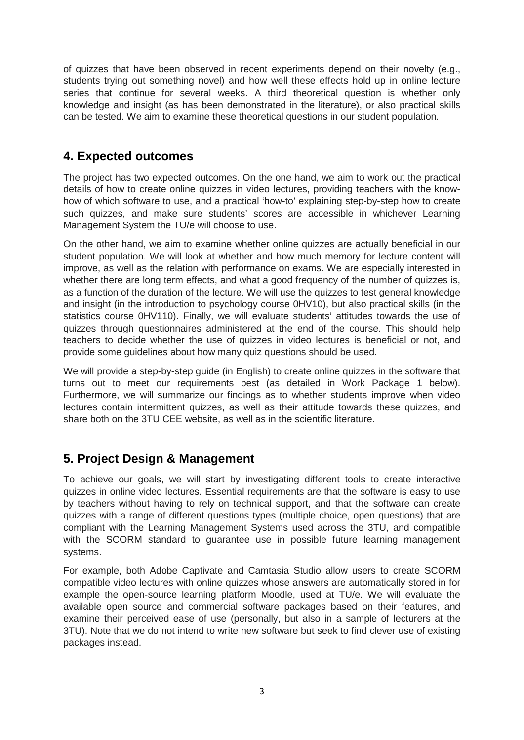of quizzes that have been observed in recent experiments depend on their novelty (e.g., students trying out something novel) and how well these effects hold up in online lecture series that continue for several weeks. A third theoretical question is whether only knowledge and insight (as has been demonstrated in the literature), or also practical skills can be tested. We aim to examine these theoretical questions in our student population.

## 4. Expected outcomes

The project has two expected outcomes. On the one hand, we aim to work out the practical details of how to create online quizzes in video lectures, providing teachers with the know-how of which software to use, and a practical 'how-to' explaining step-by-step how to create such quizzes, and make sure students' scores are accessible in whichever Learning Management System the TU/e will choose to use.

On the other hand, we aim to examine whether online quizzes are actually beneficial in our student population. We will look at whether and how much memory for lecture content will improve, as well as the relation with performance on exams. We are especially interested in whether there are long term effects, and what a good frequency of the number of quizzes is, as a function of the duration of the lecture. We will use the quizzes to test general knowledge and insight (in the introduction to psychology course 0HV10), but also practical skills (in the statistics course 0HV110). Finally, we will evaluate students' attitudes towards the use of quizzes through questionnaires administered at the end of the course. This should help teachers to decide whether the use of quizzes in video lectures is beneficial or not, and provide some guidelines about how many quiz questions should be used.

We will provide a step-by-step guide (in English) to create online quizzes in the software that turns out to meet our requirements best (as detailed in Work Package 1 below). Furthermore, we will summarize our findings as to whether students improve when video lectures contain intermittent quizzes, as well as their attitude towards these quizzes, and share both on the 3TU.CEE website, as well as in the scientific literature.

## 5. Project Design & Management

To achieve our goals, we will start by investigating different tools to create interactive quizzes in online video lectures. Essential requirements are that the software is easy to use by teachers without having to rely on technical support, and that the software can create quizzes with a range of different questions types (multiple choice, open questions) that are compliant with the Learning Management Systems used across the 3TU, and compatible with the SCORM standard to guarantee use in possible future learning management systems.

For example, both Adobe Captivate and Camtasia Studio allow users to create SCORM compatible video lectures with online quizzes whose answers are automatically stored in for example the open-source learning platform Moodle, used at TU/e. We will evaluate the available open source and commercial software packages based on their features, and examine their perceived ease of use (personally, but also in a sample of lecturers at the 3TU). Note that we do not intend to write new software but seek to find clever use of existing packages instead.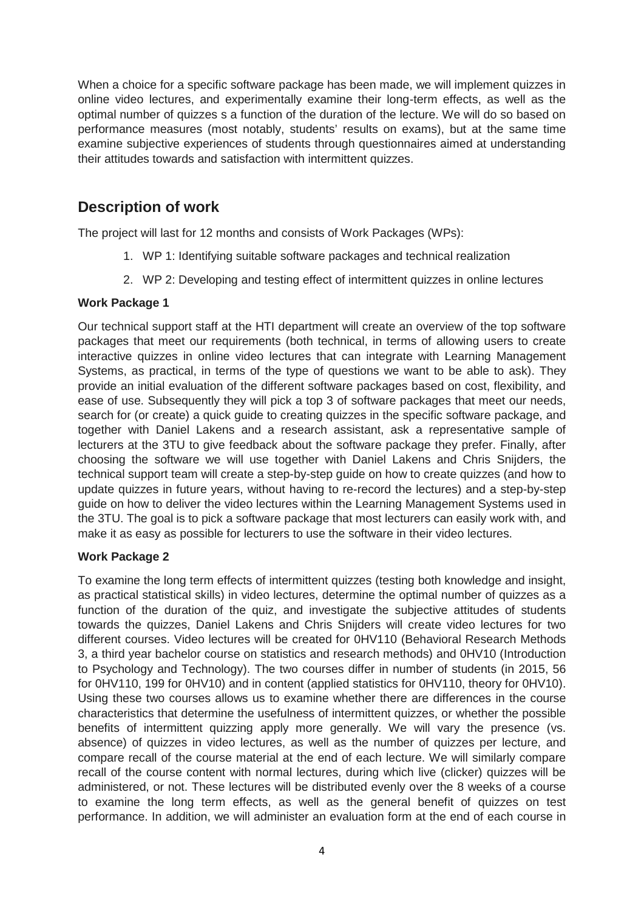When a choice for a specific software package has been made, we will implement quizzes in online video lectures, and experimentally examine their long-term effects, as well as the optimal number of quizzes s a function of the duration of the lecture. We will do so based on performance measures (most notably, students' results on exams), but at the same time examine subjective experiences of students through questionnaires aimed at understanding their attitudes towards and satisfaction with intermittent quizzes.

## Description of work

The project will last for 12 months and consists of Work Packages (WPs):

1. WP 1: Identifying suitable software packages and technical realization
2. WP 2: Developing and testing effect of intermittent quizzes in online lectures

**Work Package 1**

Our technical support staff at the HTI department will create an overview of the top software packages that meet our requirements (both technical, in terms of allowing users to create interactive quizzes in online video lectures that can integrate with Learning Management Systems, as practical, in terms of the type of questions we want to be able to ask). They provide an initial evaluation of the different software packages based on cost, flexibility, and ease of use. Subsequently they will pick a top 3 of software packages that meet our needs, search for (or create) a quick guide to creating quizzes in the specific software package, and together with Daniel Lakens and a research assistant, ask a representative sample of lecturers at the 3TU to give feedback about the software package they prefer. Finally, after choosing the software we will use together with Daniel Lakens and Chris Snijders, the technical support team will create a step-by-step guide on how to create quizzes (and how to update quizzes in future years, without having to re-record the lectures) and a step-by-step guide on how to deliver the video lectures within the Learning Management Systems used in the 3TU. The goal is to pick a software package that most lecturers can easily work with, and make it as easy as possible for lecturers to use the software in their video lectures.

**Work Package 2**

To examine the long term effects of intermittent quizzes (testing both knowledge and insight, as practical statistical skills) in video lectures, determine the optimal number of quizzes as a function of the duration of the quiz, and investigate the subjective attitudes of students towards the quizzes, Daniel Lakens and Chris Snijders will create video lectures for two different courses. Video lectures will be created for 0HV110 (Behavioral Research Methods 3, a third year bachelor course on statistics and research methods) and 0HV10 (Introduction to Psychology and Technology). The two courses differ in number of students (in 2015, 56 for 0HV110, 199 for 0HV10) and in content (applied statistics for 0HV110, theory for 0HV10). Using these two courses allows us to examine whether there are differences in the course characteristics that determine the usefulness of intermittent quizzes, or whether the possible benefits of intermittent quizzing apply more generally. We will vary the presence (vs. absence) of quizzes in video lectures, as well as the number of quizzes per lecture, and compare recall of the course material at the end of each lecture. We will similarly compare recall of the course content with normal lectures, during which live (clicker) quizzes will be administered, or not. These lectures will be distributed evenly over the 8 weeks of a course to examine the long term effects, as well as the general benefit of quizzes on test performance. In addition, we will administer an evaluation form at the end of each course in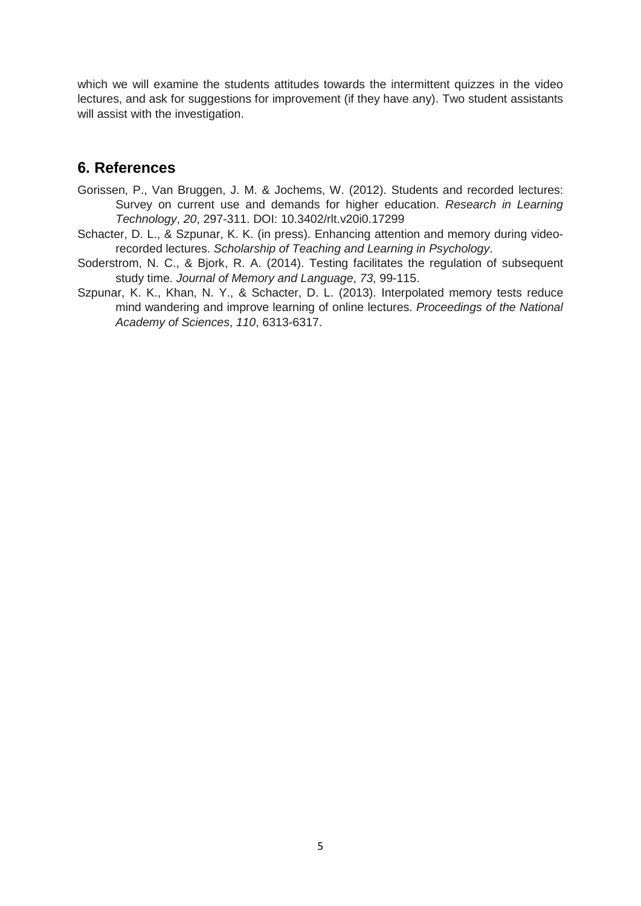which we will examine the students attitudes towards the intermittent quizzes in the video lectures, and ask for suggestions for improvement (if they have any). Two student assistants will assist with the investigation.

## 6. References

Gorissen, P., Van Bruggen, J. M. & Jochems, W. (2012). Students and recorded lectures: Survey on current use and demands for higher education. *Research in Learning Technology*, *20*, 297-311. DOI: 10.3402/rlt.v20i0.17299

Schacter, D. L., & Szpunar, K. K. (in press). Enhancing attention and memory during video-recorded lectures. *Scholarship of Teaching and Learning in Psychology*.

Soderstrom, N. C., & Bjork, R. A. (2014). Testing facilitates the regulation of subsequent study time. *Journal of Memory and Language*, *73*, 99-115.

Szpunar, K. K., Khan, N. Y., & Schacter, D. L. (2013). Interpolated memory tests reduce mind wandering and improve learning of online lectures. *Proceedings of the National Academy of Sciences*, *110*, 6313-6317.